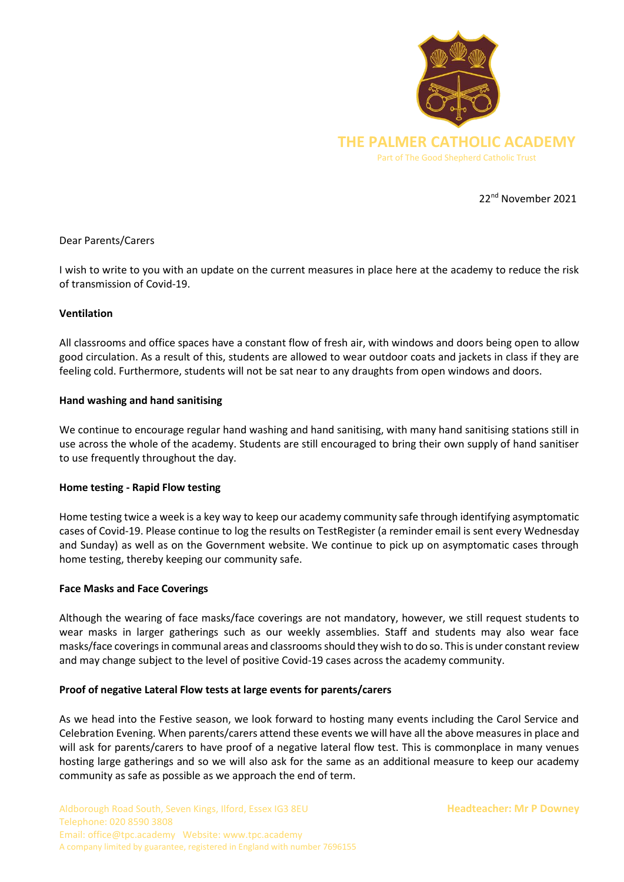# THE PALMER CATHOLIC ACADEMY

Part of The Good Shepherd Catholic Trust

22nd November 2021

Dear Parents/Carers

I wish to write to you with an update on the current measures in place here at the academy to reduce the risk of transmission of Covid-19.

**Ventilation**

All classrooms and office spaces have a constant flow of fresh air, with windows and doors being open to allow good circulation. As a result of this, students are allowed to wear outdoor coats and jackets in class if they are feeling cold. Furthermore, students will not be sat near to any draughts from open windows and doors.

**Hand washing and hand sanitising**

We continue to encourage regular hand washing and hand sanitising, with many hand sanitising stations still in use across the whole of the academy. Students are still encouraged to bring their own supply of hand sanitiser to use frequently throughout the day.

**Home testing - Rapid Flow testing**

Home testing twice a week is a key way to keep our academy community safe through identifying asymptomatic cases of Covid-19. Please continue to log the results on TestRegister (a reminder email is sent every Wednesday and Sunday) as well as on the Government website. We continue to pick up on asymptomatic cases through home testing, thereby keeping our community safe.

**Face Masks and Face Coverings**

Although the wearing of face masks/face coverings are not mandatory, however, we still request students to wear masks in larger gatherings such as our weekly assemblies. Staff and students may also wear face masks/face coverings in communal areas and classrooms should they wish to do so. This is under constant review and may change subject to the level of positive Covid-19 cases across the academy community.

**Proof of negative Lateral Flow tests at large events for parents/carers**

As we head into the Festive season, we look forward to hosting many events including the Carol Service and Celebration Evening. When parents/carers attend these events we will have all the above measures in place and will ask for parents/carers to have proof of a negative lateral flow test. This is commonplace in many venues hosting large gatherings and so we will also ask for the same as an additional measure to keep our academy community as safe as possible as we approach the end of term.

Aldborough Road South, Seven Kings, Ilford, Essex IG3 8EU
Telephone: 020 8590 3808
Email: office@tpc.academy Website: www.tpc.academy
A company limited by guarantee, registered in England with number 7696155

Headteacher: Mr P Downey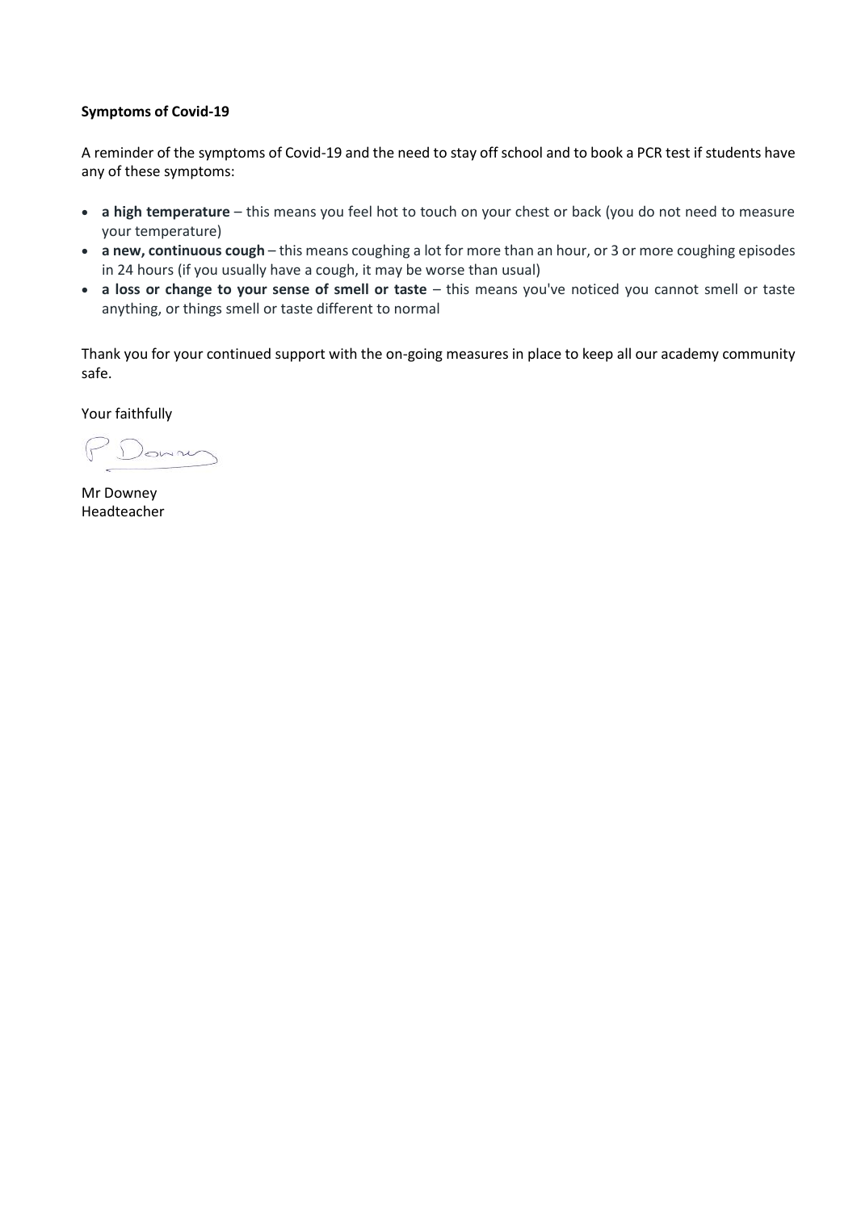**Symptoms of Covid-19**

A reminder of the symptoms of Covid-19 and the need to stay off school and to book a PCR test if students have any of these symptoms:

- **a high temperature** – this means you feel hot to touch on your chest or back (you do not need to measure your temperature)
- **a new, continuous cough** – this means coughing a lot for more than an hour, or 3 or more coughing episodes in 24 hours (if you usually have a cough, it may be worse than usual)
- **a loss or change to your sense of smell or taste** – this means you've noticed you cannot smell or taste anything, or things smell or taste different to normal

Thank you for your continued support with the on-going measures in place to keep all our academy community safe.

Your faithfully

P Downey

Mr Downey
Headteacher